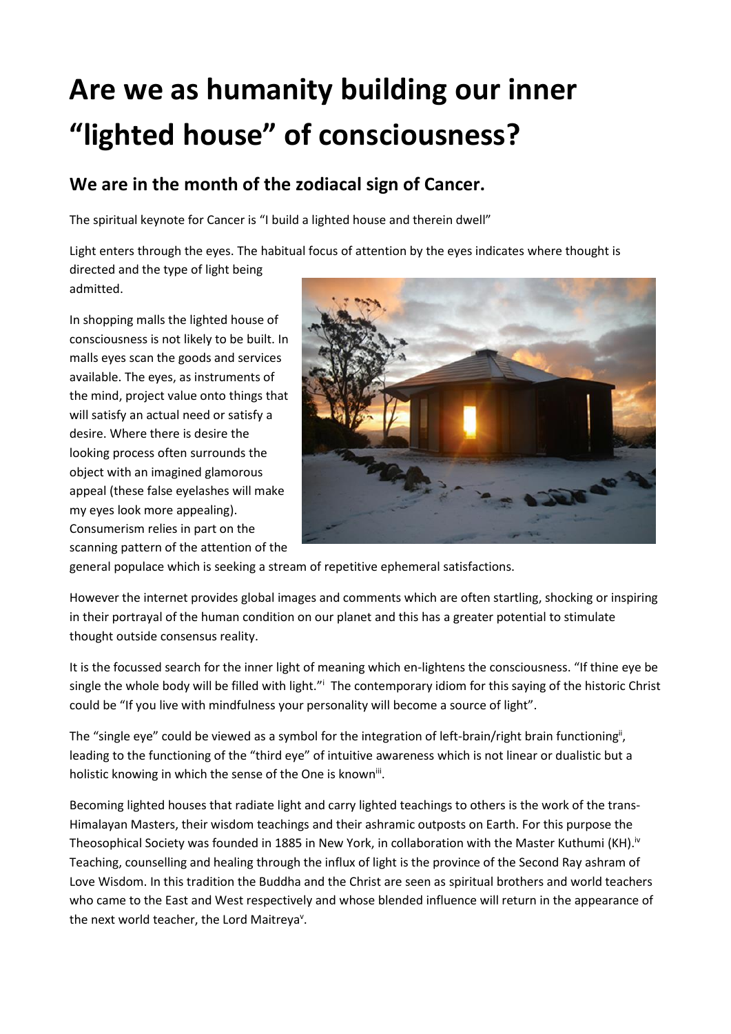# Are we as humanity building our inner "lighted house" of consciousness?

## We are in the month of the zodiacal sign of Cancer.

The spiritual keynote for Cancer is "I build a lighted house and therein dwell"

Light enters through the eyes. The habitual focus of attention by the eyes indicates where thought is directed and the type of light being admitted.

In shopping malls the lighted house of consciousness is not likely to be built. In malls eyes scan the goods and services available. The eyes, as instruments of the mind, project value onto things that will satisfy an actual need or satisfy a desire. Where there is desire the looking process often surrounds the object with an imagined glamorous appeal (these false eyelashes will make my eyes look more appealing). Consumerism relies in part on the scanning pattern of the attention of the general populace which is seeking a stream of repetitive ephemeral satisfactions.

However the internet provides global images and comments which are often startling, shocking or inspiring in their portrayal of the human condition on our planet and this has a greater potential to stimulate thought outside consensus reality.

It is the focussed search for the inner light of meaning which en-lightens the consciousness. "If thine eye be single the whole body will be filled with light."[i] The contemporary idiom for this saying of the historic Christ could be "If you live with mindfulness your personality will become a source of light".

The "single eye" could be viewed as a symbol for the integration of left-brain/right brain functioning[ii], leading to the functioning of the "third eye" of intuitive awareness which is not linear or dualistic but a holistic knowing in which the sense of the One is known[iii].

Becoming lighted houses that radiate light and carry lighted teachings to others is the work of the trans-Himalayan Masters, their wisdom teachings and their ashramic outposts on Earth. For this purpose the Theosophical Society was founded in 1885 in New York, in collaboration with the Master Kuthumi (KH).[iv] Teaching, counselling and healing through the influx of light is the province of the Second Ray ashram of Love Wisdom. In this tradition the Buddha and the Christ are seen as spiritual brothers and world teachers who came to the East and West respectively and whose blended influence will return in the appearance of the next world teacher, the Lord Maitreya[v].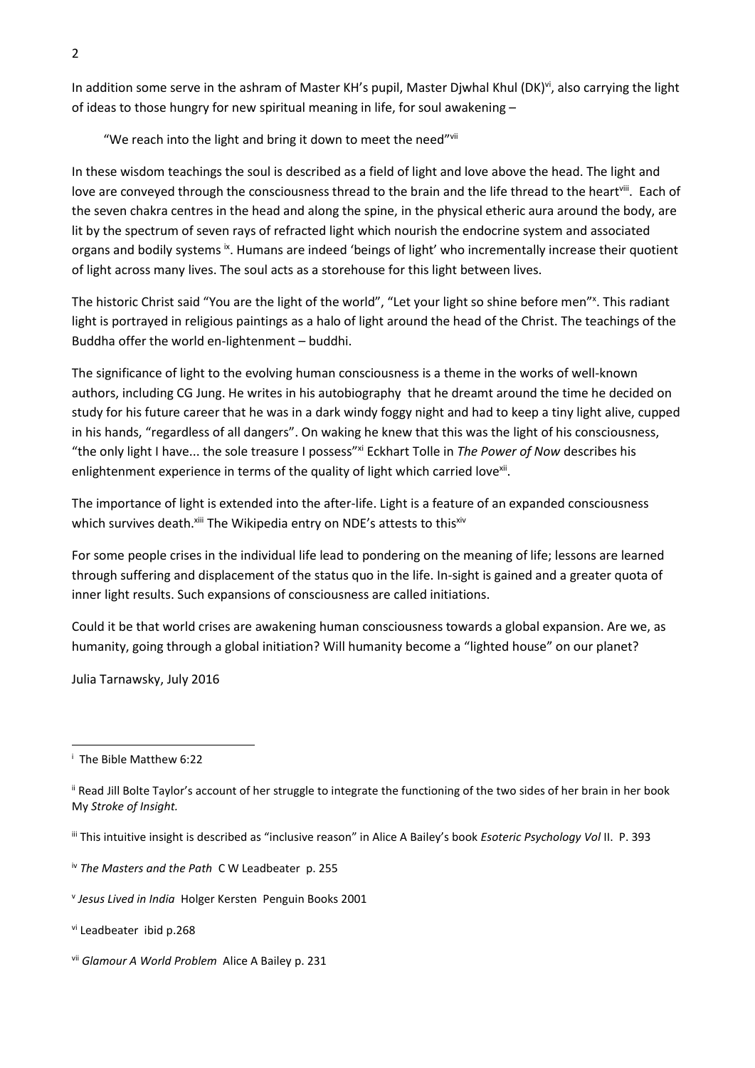In addition some serve in the ashram of Master KH's pupil, Master Djwhal Khul (DK)[vi], also carrying the light of ideas to those hungry for new spiritual meaning in life, for soul awakening –

> "We reach into the light and bring it down to meet the need"[vii]

In these wisdom teachings the soul is described as a field of light and love above the head. The light and love are conveyed through the consciousness thread to the brain and the life thread to the heart[viii]. Each of the seven chakra centres in the head and along the spine, in the physical etheric aura around the body, are lit by the spectrum of seven rays of refracted light which nourish the endocrine system and associated organs and bodily systems [ix]. Humans are indeed 'beings of light' who incrementally increase their quotient of light across many lives. The soul acts as a storehouse for this light between lives.

The historic Christ said "You are the light of the world", "Let your light so shine before men"[x]. This radiant light is portrayed in religious paintings as a halo of light around the head of the Christ. The teachings of the Buddha offer the world en-lightenment – buddhi.

The significance of light to the evolving human consciousness is a theme in the works of well-known authors, including CG Jung. He writes in his autobiography that he dreamt around the time he decided on study for his future career that he was in a dark windy foggy night and had to keep a tiny light alive, cupped in his hands, "regardless of all dangers". On waking he knew that this was the light of his consciousness, "the only light I have... the sole treasure I possess"[xi] Eckhart Tolle in *The Power of Now* describes his enlightenment experience in terms of the quality of light which carried love[xii].

The importance of light is extended into the after-life. Light is a feature of an expanded consciousness which survives death.[xiii] The Wikipedia entry on NDE's attests to this[xiv]

For some people crises in the individual life lead to pondering on the meaning of life; lessons are learned through suffering and displacement of the status quo in the life. In-sight is gained and a greater quota of inner light results. Such expansions of consciousness are called initiations.

Could it be that world crises are awakening human consciousness towards a global expansion. Are we, as humanity, going through a global initiation? Will humanity become a "lighted house" on our planet?

Julia Tarnawsky, July 2016

---

[i] The Bible Matthew 6:22

[ii] Read Jill Bolte Taylor's account of her struggle to integrate the functioning of the two sides of her brain in her book My *Stroke of Insight.*

[iii] This intuitive insight is described as "inclusive reason" in Alice A Bailey's book *Esoteric Psychology Vol* II. P. 393

[iv] *The Masters and the Path* C W Leadbeater p. 255

[v] *Jesus Lived in India* Holger Kersten Penguin Books 2001

[vi] Leadbeater ibid p.268

[vii] *Glamour A World Problem* Alice A Bailey p. 231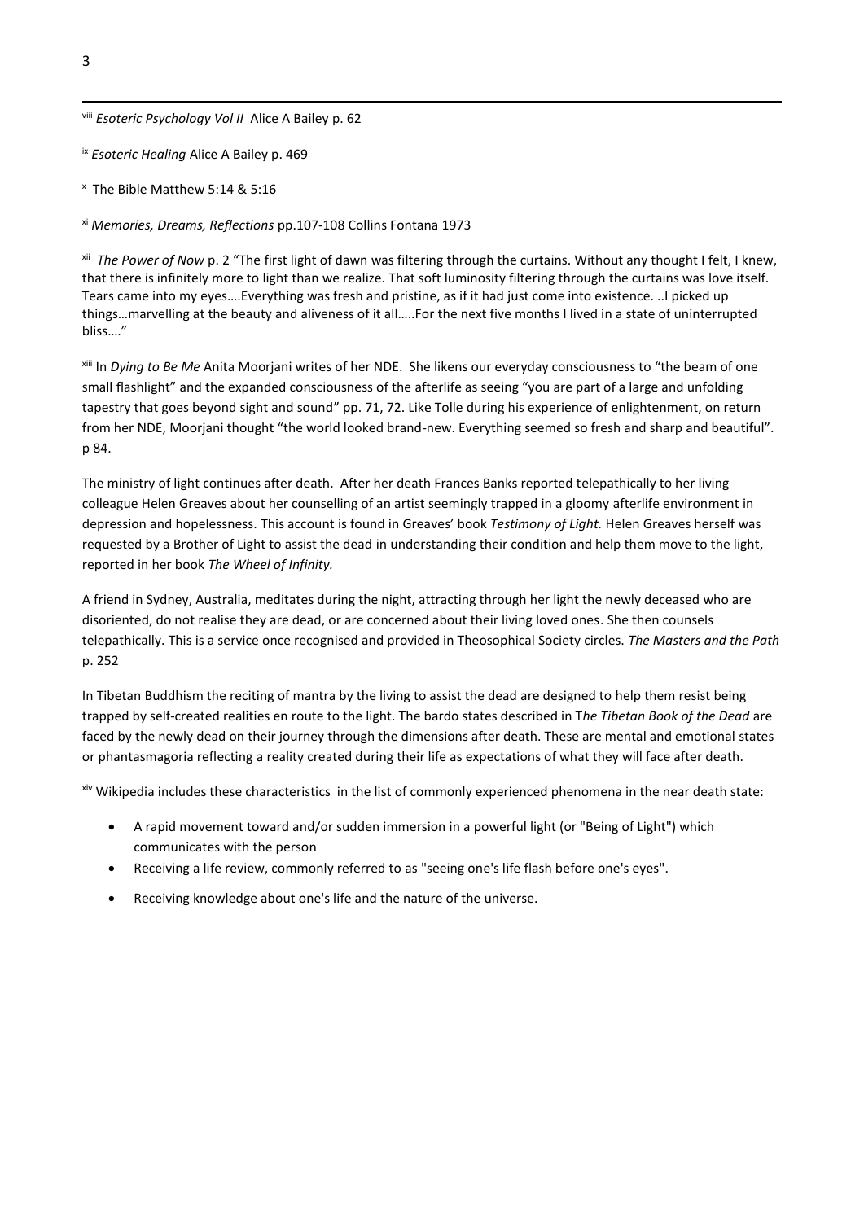[viii] *Esoteric Psychology Vol II* Alice A Bailey p. 62

[ix] *Esoteric Healing* Alice A Bailey p. 469

[x] The Bible Matthew 5:14 & 5:16

[xi] *Memories, Dreams, Reflections* pp.107-108 Collins Fontana 1973

[xii] *The Power of Now* p. 2 "The first light of dawn was filtering through the curtains. Without any thought I felt, I knew, that there is infinitely more to light than we realize. That soft luminosity filtering through the curtains was love itself. Tears came into my eyes….Everything was fresh and pristine, as if it had just come into existence. ..I picked up things…marvelling at the beauty and aliveness of it all…..For the next five months I lived in a state of uninterrupted bliss…."

[xiii] In *Dying to Be Me* Anita Moorjani writes of her NDE. She likens our everyday consciousness to "the beam of one small flashlight" and the expanded consciousness of the afterlife as seeing "you are part of a large and unfolding tapestry that goes beyond sight and sound" pp. 71, 72. Like Tolle during his experience of enlightenment, on return from her NDE, Moorjani thought "the world looked brand-new. Everything seemed so fresh and sharp and beautiful". p 84.

The ministry of light continues after death. After her death Frances Banks reported telepathically to her living colleague Helen Greaves about her counselling of an artist seemingly trapped in a gloomy afterlife environment in depression and hopelessness. This account is found in Greaves' book *Testimony of Light.* Helen Greaves herself was requested by a Brother of Light to assist the dead in understanding their condition and help them move to the light, reported in her book *The Wheel of Infinity.*

A friend in Sydney, Australia, meditates during the night, attracting through her light the newly deceased who are disoriented, do not realise they are dead, or are concerned about their living loved ones. She then counsels telepathically. This is a service once recognised and provided in Theosophical Society circles. *The Masters and the Path* p. 252

In Tibetan Buddhism the reciting of mantra by the living to assist the dead are designed to help them resist being trapped by self-created realities en route to the light. The bardo states described in *The Tibetan Book of the Dead* are faced by the newly dead on their journey through the dimensions after death. These are mental and emotional states or phantasmagoria reflecting a reality created during their life as expectations of what they will face after death.

[xiv] Wikipedia includes these characteristics in the list of commonly experienced phenomena in the near death state:

- A rapid movement toward and/or sudden immersion in a powerful light (or "Being of Light") which communicates with the person
- Receiving a life review, commonly referred to as "seeing one's life flash before one's eyes".
- Receiving knowledge about one's life and the nature of the universe.